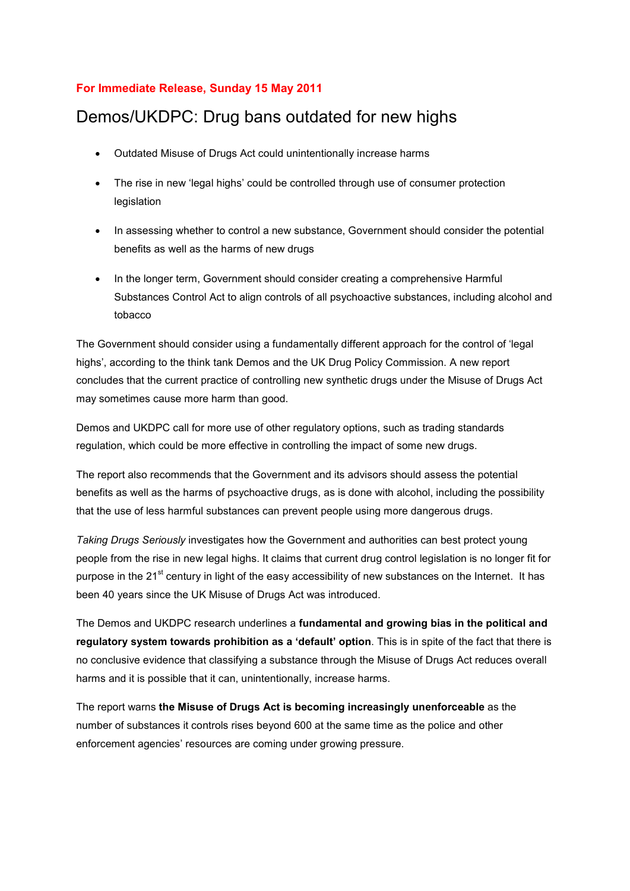**For Immediate Release, Sunday 15 May 2011**

# Demos/UKDPC: Drug bans outdated for new highs

- Outdated Misuse of Drugs Act could unintentionally increase harms
- The rise in new 'legal highs' could be controlled through use of consumer protection legislation
- In assessing whether to control a new substance, Government should consider the potential benefits as well as the harms of new drugs
- In the longer term, Government should consider creating a comprehensive Harmful Substances Control Act to align controls of all psychoactive substances, including alcohol and tobacco

The Government should consider using a fundamentally different approach for the control of 'legal highs', according to the think tank Demos and the UK Drug Policy Commission. A new report concludes that the current practice of controlling new synthetic drugs under the Misuse of Drugs Act may sometimes cause more harm than good.

Demos and UKDPC call for more use of other regulatory options, such as trading standards regulation, which could be more effective in controlling the impact of some new drugs.

The report also recommends that the Government and its advisors should assess the potential benefits as well as the harms of psychoactive drugs, as is done with alcohol, including the possibility that the use of less harmful substances can prevent people using more dangerous drugs.

*Taking Drugs Seriously* investigates how the Government and authorities can best protect young people from the rise in new legal highs. It claims that current drug control legislation is no longer fit for purpose in the 21st century in light of the easy accessibility of new substances on the Internet. It has been 40 years since the UK Misuse of Drugs Act was introduced.

The Demos and UKDPC research underlines a **fundamental and growing bias in the political and regulatory system towards prohibition as a 'default' option**. This is in spite of the fact that there is no conclusive evidence that classifying a substance through the Misuse of Drugs Act reduces overall harms and it is possible that it can, unintentionally, increase harms.

The report warns **the Misuse of Drugs Act is becoming increasingly unenforceable** as the number of substances it controls rises beyond 600 at the same time as the police and other enforcement agencies' resources are coming under growing pressure.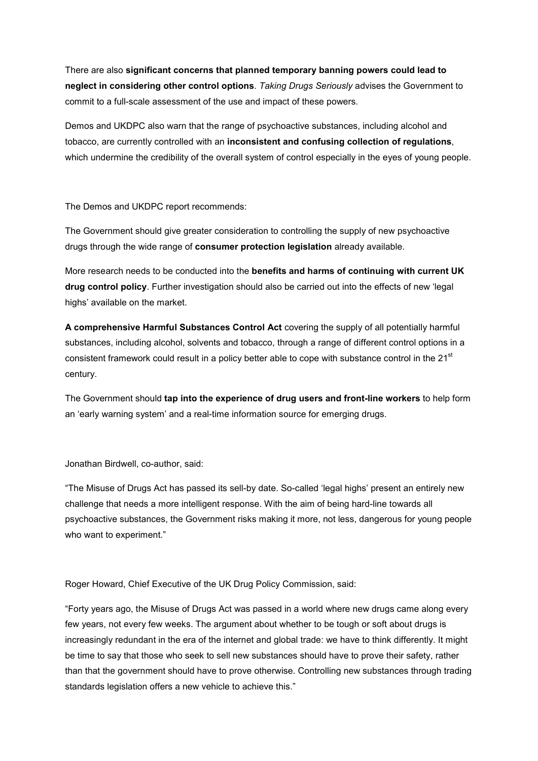There are also **significant concerns that planned temporary banning powers could lead to neglect in considering other control options**. *Taking Drugs Seriously* advises the Government to commit to a full-scale assessment of the use and impact of these powers.

Demos and UKDPC also warn that the range of psychoactive substances, including alcohol and tobacco, are currently controlled with an **inconsistent and confusing collection of regulations**, which undermine the credibility of the overall system of control especially in the eyes of young people.

The Demos and UKDPC report recommends:

The Government should give greater consideration to controlling the supply of new psychoactive drugs through the wide range of **consumer protection legislation** already available.

More research needs to be conducted into the **benefits and harms of continuing with current UK drug control policy**. Further investigation should also be carried out into the effects of new 'legal highs' available on the market.

**A comprehensive Harmful Substances Control Act** covering the supply of all potentially harmful substances, including alcohol, solvents and tobacco, through a range of different control options in a consistent framework could result in a policy better able to cope with substance control in the 21st century.

The Government should **tap into the experience of drug users and front-line workers** to help form an 'early warning system' and a real-time information source for emerging drugs.

Jonathan Birdwell, co-author, said:

"The Misuse of Drugs Act has passed its sell-by date. So-called 'legal highs' present an entirely new challenge that needs a more intelligent response. With the aim of being hard-line towards all psychoactive substances, the Government risks making it more, not less, dangerous for young people who want to experiment."

Roger Howard, Chief Executive of the UK Drug Policy Commission, said:

"Forty years ago, the Misuse of Drugs Act was passed in a world where new drugs came along every few years, not every few weeks. The argument about whether to be tough or soft about drugs is increasingly redundant in the era of the internet and global trade: we have to think differently. It might be time to say that those who seek to sell new substances should have to prove their safety, rather than that the government should have to prove otherwise. Controlling new substances through trading standards legislation offers a new vehicle to achieve this."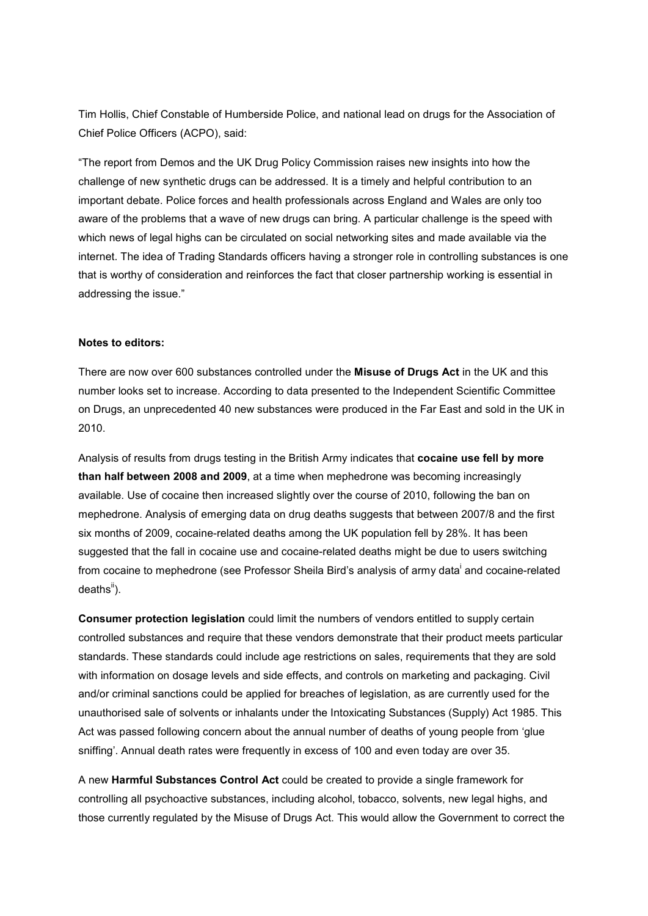Tim Hollis, Chief Constable of Humberside Police, and national lead on drugs for the Association of Chief Police Officers (ACPO), said:

"The report from Demos and the UK Drug Policy Commission raises new insights into how the challenge of new synthetic drugs can be addressed. It is a timely and helpful contribution to an important debate. Police forces and health professionals across England and Wales are only too aware of the problems that a wave of new drugs can bring. A particular challenge is the speed with which news of legal highs can be circulated on social networking sites and made available via the internet. The idea of Trading Standards officers having a stronger role in controlling substances is one that is worthy of consideration and reinforces the fact that closer partnership working is essential in addressing the issue."

**Notes to editors:**

There are now over 600 substances controlled under the **Misuse of Drugs Act** in the UK and this number looks set to increase. According to data presented to the Independent Scientific Committee on Drugs, an unprecedented 40 new substances were produced in the Far East and sold in the UK in 2010.

Analysis of results from drugs testing in the British Army indicates that **cocaine use fell by more than half between 2008 and 2009**, at a time when mephedrone was becoming increasingly available. Use of cocaine then increased slightly over the course of 2010, following the ban on mephedrone. Analysis of emerging data on drug deaths suggests that between 2007/8 and the first six months of 2009, cocaine-related deaths among the UK population fell by 28%. It has been suggested that the fall in cocaine use and cocaine-related deaths might be due to users switching from cocaine to mephedrone (see Professor Sheila Bird's analysis of army data[i] and cocaine-related deaths[ii]).

**Consumer protection legislation** could limit the numbers of vendors entitled to supply certain controlled substances and require that these vendors demonstrate that their product meets particular standards. These standards could include age restrictions on sales, requirements that they are sold with information on dosage levels and side effects, and controls on marketing and packaging. Civil and/or criminal sanctions could be applied for breaches of legislation, as are currently used for the unauthorised sale of solvents or inhalants under the Intoxicating Substances (Supply) Act 1985. This Act was passed following concern about the annual number of deaths of young people from 'glue sniffing'. Annual death rates were frequently in excess of 100 and even today are over 35.

A new **Harmful Substances Control Act** could be created to provide a single framework for controlling all psychoactive substances, including alcohol, tobacco, solvents, new legal highs, and those currently regulated by the Misuse of Drugs Act. This would allow the Government to correct the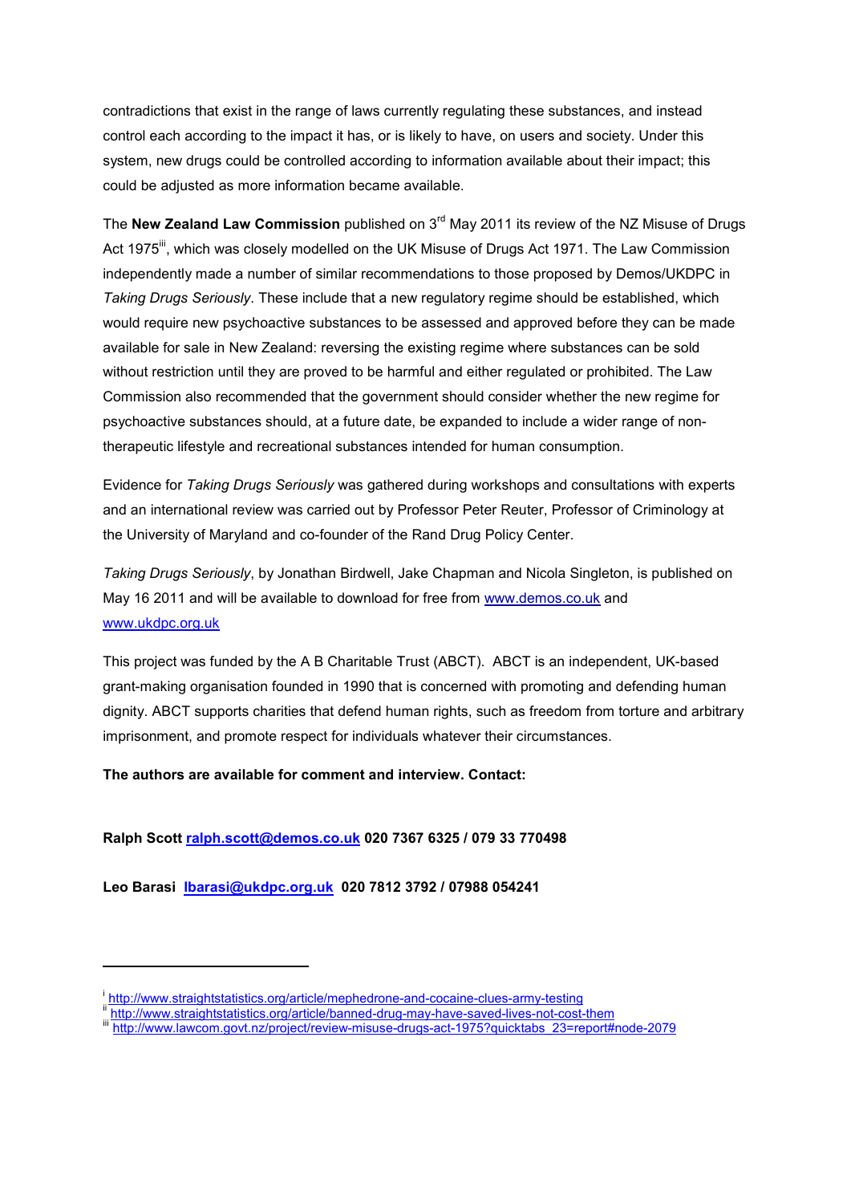contradictions that exist in the range of laws currently regulating these substances, and instead control each according to the impact it has, or is likely to have, on users and society. Under this system, new drugs could be controlled according to information available about their impact; this could be adjusted as more information became available.

The **New Zealand Law Commission** published on 3rd May 2011 its review of the NZ Misuse of Drugs Act 1975[iii], which was closely modelled on the UK Misuse of Drugs Act 1971. The Law Commission independently made a number of similar recommendations to those proposed by Demos/UKDPC in *Taking Drugs Seriously*. These include that a new regulatory regime should be established, which would require new psychoactive substances to be assessed and approved before they can be made available for sale in New Zealand: reversing the existing regime where substances can be sold without restriction until they are proved to be harmful and either regulated or prohibited. The Law Commission also recommended that the government should consider whether the new regime for psychoactive substances should, at a future date, be expanded to include a wider range of non-therapeutic lifestyle and recreational substances intended for human consumption.

Evidence for *Taking Drugs Seriously* was gathered during workshops and consultations with experts and an international review was carried out by Professor Peter Reuter, Professor of Criminology at the University of Maryland and co-founder of the Rand Drug Policy Center.

*Taking Drugs Seriously*, by Jonathan Birdwell, Jake Chapman and Nicola Singleton, is published on May 16 2011 and will be available to download for free from www.demos.co.uk and www.ukdpc.org.uk

This project was funded by the A B Charitable Trust (ABCT). ABCT is an independent, UK-based grant-making organisation founded in 1990 that is concerned with promoting and defending human dignity. ABCT supports charities that defend human rights, such as freedom from torture and arbitrary imprisonment, and promote respect for individuals whatever their circumstances.

**The authors are available for comment and interview. Contact:**

**Ralph Scott ralph.scott@demos.co.uk 020 7367 6325 / 079 33 770498**

**Leo Barasi lbarasi@ukdpc.org.uk 020 7812 3792 / 07988 054241**

---

[i] http://www.straightstatistics.org/article/mephedrone-and-cocaine-clues-army-testing

[ii] http://www.straightstatistics.org/article/banned-drug-may-have-saved-lives-not-cost-them

[iii] http://www.lawcom.govt.nz/project/review-misuse-drugs-act-1975?quicktabs_23=report#node-2079